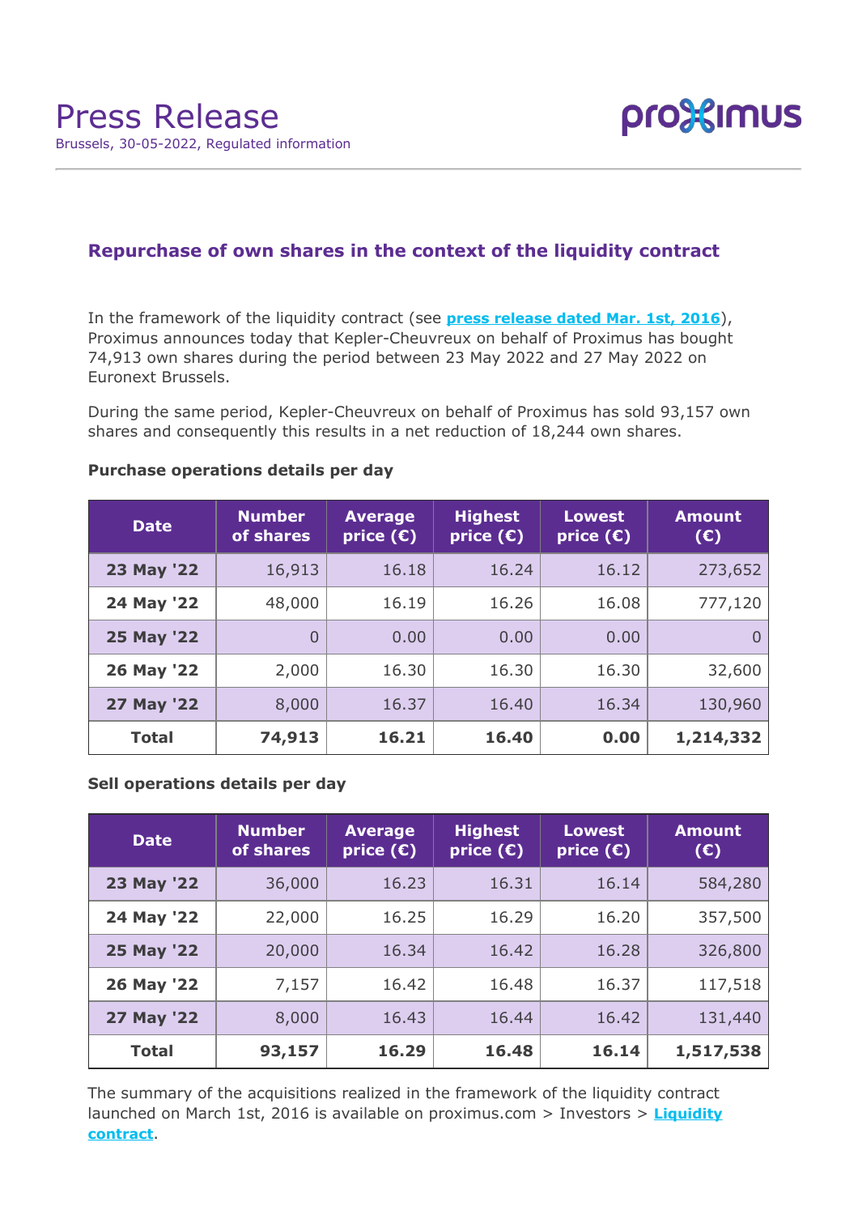# Press Release

Brussels, 30-05-2022, Regulated information

proximus

## Repurchase of own shares in the context of the liquidity contract

In the framework of the liquidity contract (see **press release dated Mar. 1st, 2016**), Proximus announces today that Kepler-Cheuvreux on behalf of Proximus has bought 74,913 own shares during the period between 23 May 2022 and 27 May 2022 on Euronext Brussels.

During the same period, Kepler-Cheuvreux on behalf of Proximus has sold 93,157 own shares and consequently this results in a net reduction of 18,244 own shares.

### Purchase operations details per day

| Date | Number of shares | Average price (€) | Highest price (€) | Lowest price (€) | Amount (€) |
|---|---|---|---|---|---|
| 23 May '22 | 16,913 | 16.18 | 16.24 | 16.12 | 273,652 |
| 24 May '22 | 48,000 | 16.19 | 16.26 | 16.08 | 777,120 |
| 25 May '22 | 0 | 0.00 | 0.00 | 0.00 | 0 |
| 26 May '22 | 2,000 | 16.30 | 16.30 | 16.30 | 32,600 |
| 27 May '22 | 8,000 | 16.37 | 16.40 | 16.34 | 130,960 |
| **Total** | **74,913** | **16.21** | **16.40** | **0.00** | **1,214,332** |

### Sell operations details per day

| Date | Number of shares | Average price (€) | Highest price (€) | Lowest price (€) | Amount (€) |
|---|---|---|---|---|---|
| 23 May '22 | 36,000 | 16.23 | 16.31 | 16.14 | 584,280 |
| 24 May '22 | 22,000 | 16.25 | 16.29 | 16.20 | 357,500 |
| 25 May '22 | 20,000 | 16.34 | 16.42 | 16.28 | 326,800 |
| 26 May '22 | 7,157 | 16.42 | 16.48 | 16.37 | 117,518 |
| 27 May '22 | 8,000 | 16.43 | 16.44 | 16.42 | 131,440 |
| **Total** | **93,157** | **16.29** | **16.48** | **16.14** | **1,517,538** |

The summary of the acquisitions realized in the framework of the liquidity contract launched on March 1st, 2016 is available on proximus.com > Investors > **Liquidity contract**.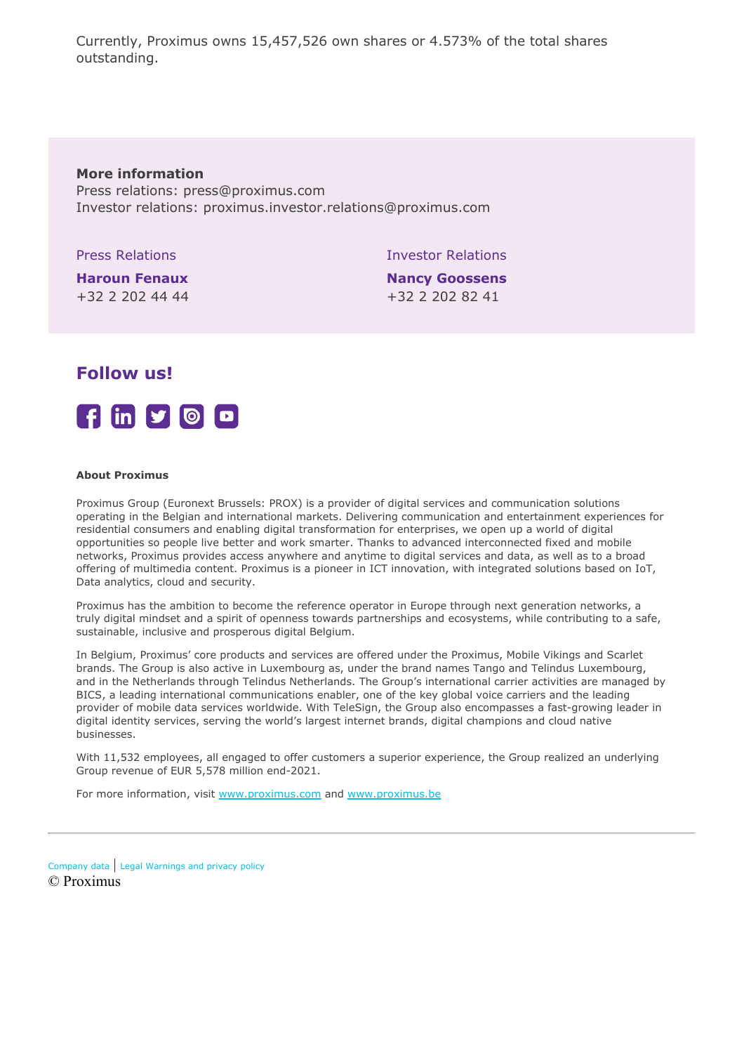Currently, Proximus owns 15,457,526 own shares or 4.573% of the total shares outstanding.

**More information**
Press relations: press@proximus.com
Investor relations: proximus.investor.relations@proximus.com

Press Relations

**Haroun Fenaux**
+32 2 202 44 44

Investor Relations

**Nancy Goossens**
+32 2 202 82 41

## Follow us!

**About Proximus**

Proximus Group (Euronext Brussels: PROX) is a provider of digital services and communication solutions operating in the Belgian and international markets. Delivering communication and entertainment experiences for residential consumers and enabling digital transformation for enterprises, we open up a world of digital opportunities so people live better and work smarter. Thanks to advanced interconnected fixed and mobile networks, Proximus provides access anywhere and anytime to digital services and data, as well as to a broad offering of multimedia content. Proximus is a pioneer in ICT innovation, with integrated solutions based on IoT, Data analytics, cloud and security.

Proximus has the ambition to become the reference operator in Europe through next generation networks, a truly digital mindset and a spirit of openness towards partnerships and ecosystems, while contributing to a safe, sustainable, inclusive and prosperous digital Belgium.

In Belgium, Proximus' core products and services are offered under the Proximus, Mobile Vikings and Scarlet brands. The Group is also active in Luxembourg as, under the brand names Tango and Telindus Luxembourg, and in the Netherlands through Telindus Netherlands. The Group's international carrier activities are managed by BICS, a leading international communications enabler, one of the key global voice carriers and the leading provider of mobile data services worldwide. With TeleSign, the Group also encompasses a fast-growing leader in digital identity services, serving the world's largest internet brands, digital champions and cloud native businesses.

With 11,532 employees, all engaged to offer customers a superior experience, the Group realized an underlying Group revenue of EUR 5,578 million end-2021.

For more information, visit www.proximus.com and www.proximus.be

Company data | Legal Warnings and privacy policy
© Proximus